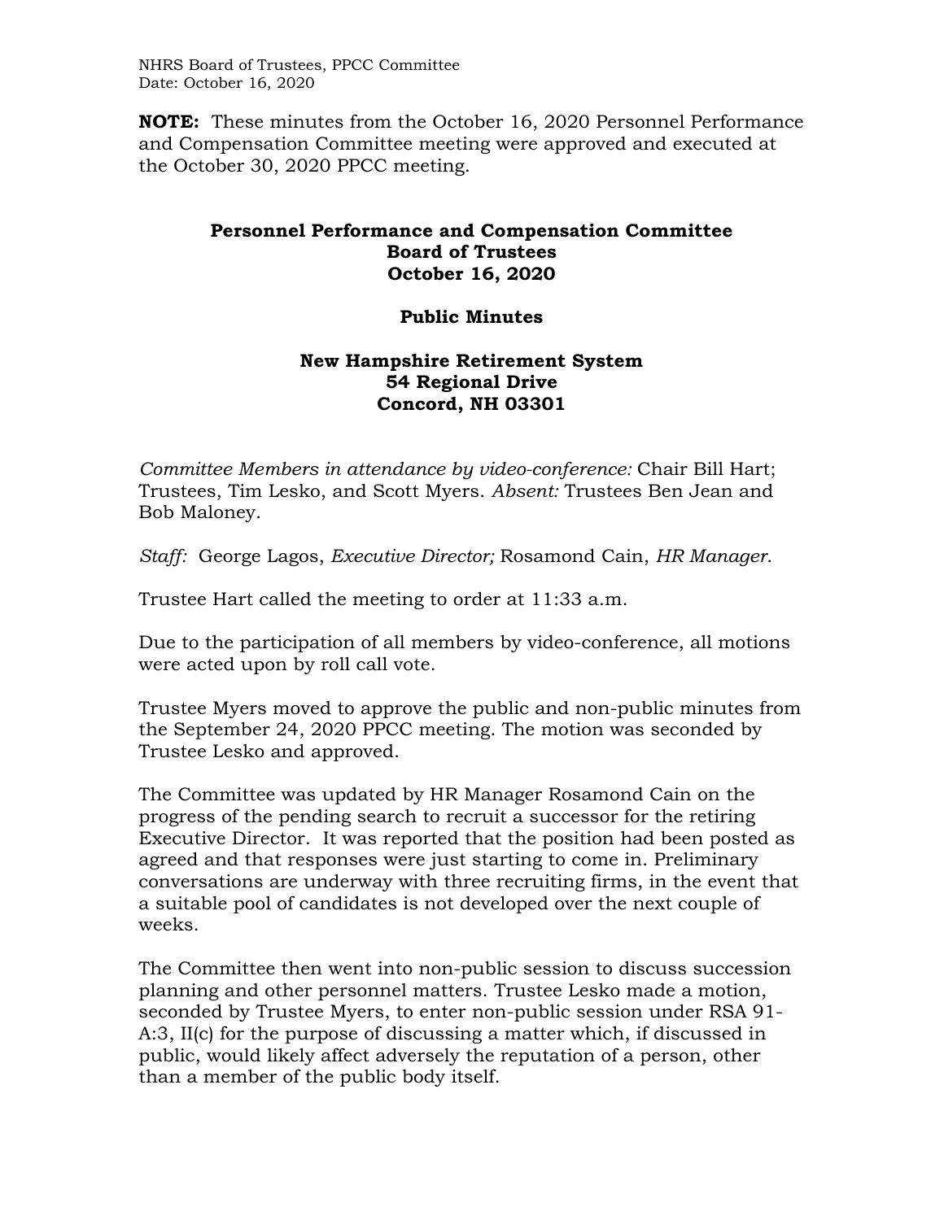**NOTE:** These minutes from the October 16, 2020 Personnel Performance and Compensation Committee meeting were approved and executed at the October 30, 2020 PPCC meeting.

**Personnel Performance and Compensation Committee**
**Board of Trustees**
**October 16, 2020**

**Public Minutes**

**New Hampshire Retirement System**
**54 Regional Drive**
**Concord, NH 03301**

*Committee Members in attendance by video-conference:* Chair Bill Hart; Trustees, Tim Lesko, and Scott Myers. *Absent:* Trustees Ben Jean and Bob Maloney.

*Staff:* George Lagos, *Executive Director;* Rosamond Cain, *HR Manager*.

Trustee Hart called the meeting to order at 11:33 a.m.

Due to the participation of all members by video-conference, all motions were acted upon by roll call vote.

Trustee Myers moved to approve the public and non-public minutes from the September 24, 2020 PPCC meeting. The motion was seconded by Trustee Lesko and approved.

The Committee was updated by HR Manager Rosamond Cain on the progress of the pending search to recruit a successor for the retiring Executive Director. It was reported that the position had been posted as agreed and that responses were just starting to come in. Preliminary conversations are underway with three recruiting firms, in the event that a suitable pool of candidates is not developed over the next couple of weeks.

The Committee then went into non-public session to discuss succession planning and other personnel matters. Trustee Lesko made a motion, seconded by Trustee Myers, to enter non-public session under RSA 91-A:3, II(c) for the purpose of discussing a matter which, if discussed in public, would likely affect adversely the reputation of a person, other than a member of the public body itself.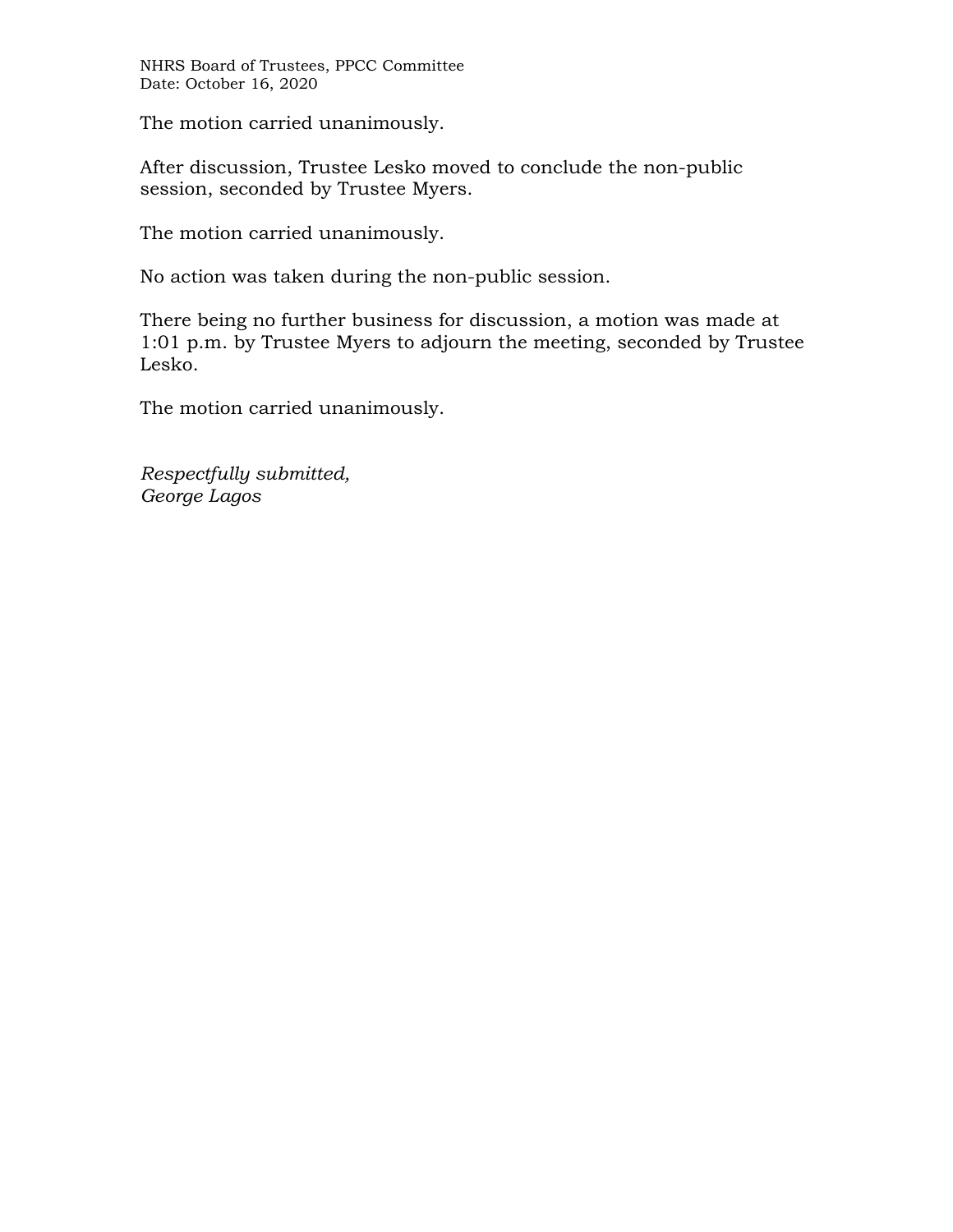The motion carried unanimously.

After discussion, Trustee Lesko moved to conclude the non-public session, seconded by Trustee Myers.

The motion carried unanimously.

No action was taken during the non-public session.

There being no further business for discussion, a motion was made at 1:01 p.m. by Trustee Myers to adjourn the meeting, seconded by Trustee Lesko.

The motion carried unanimously.

*Respectfully submitted,*
*George Lagos*